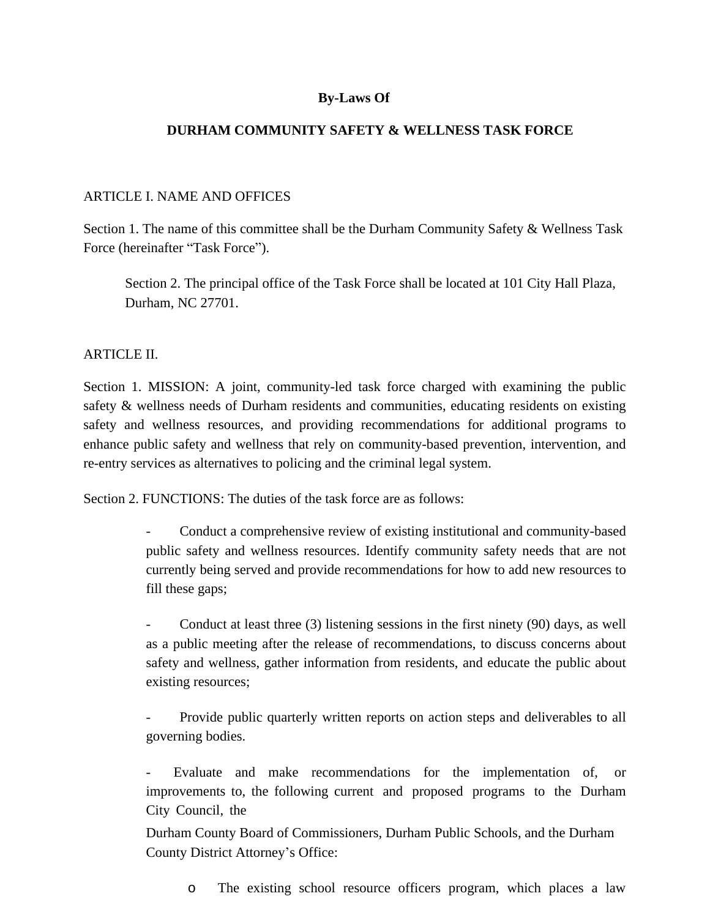**By-Laws Of**

**DURHAM COMMUNITY SAFETY & WELLNESS TASK FORCE**

ARTICLE I. NAME AND OFFICES

Section 1. The name of this committee shall be the Durham Community Safety & Wellness Task Force (hereinafter "Task Force").

Section 2. The principal office of the Task Force shall be located at 101 City Hall Plaza, Durham, NC 27701.

ARTICLE II.

Section 1. MISSION: A joint, community-led task force charged with examining the public safety & wellness needs of Durham residents and communities, educating residents on existing safety and wellness resources, and providing recommendations for additional programs to enhance public safety and wellness that rely on community-based prevention, intervention, and re-entry services as alternatives to policing and the criminal legal system.

Section 2. FUNCTIONS: The duties of the task force are as follows:

- Conduct a comprehensive review of existing institutional and community-based public safety and wellness resources. Identify community safety needs that are not currently being served and provide recommendations for how to add new resources to fill these gaps;

- Conduct at least three (3) listening sessions in the first ninety (90) days, as well as a public meeting after the release of recommendations, to discuss concerns about safety and wellness, gather information from residents, and educate the public about existing resources;

- Provide public quarterly written reports on action steps and deliverables to all governing bodies.

- Evaluate and make recommendations for the implementation of, or improvements to, the following current and proposed programs to the Durham City Council, the Durham County Board of Commissioners, Durham Public Schools, and the Durham County District Attorney's Office:

  - The existing school resource officers program, which places a law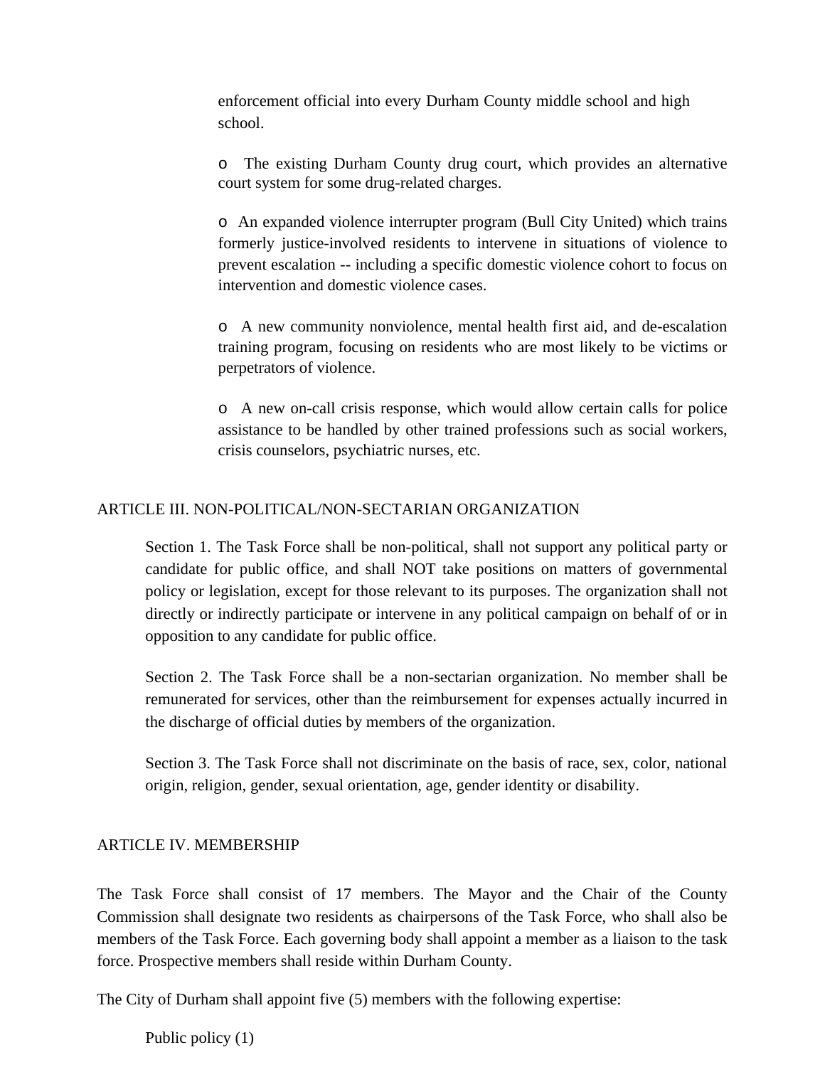enforcement official into every Durham County middle school and high school.

- The existing Durham County drug court, which provides an alternative court system for some drug-related charges.

- An expanded violence interrupter program (Bull City United) which trains formerly justice-involved residents to intervene in situations of violence to prevent escalation -- including a specific domestic violence cohort to focus on intervention and domestic violence cases.

- A new community nonviolence, mental health first aid, and de-escalation training program, focusing on residents who are most likely to be victims or perpetrators of violence.

- A new on-call crisis response, which would allow certain calls for police assistance to be handled by other trained professions such as social workers, crisis counselors, psychiatric nurses, etc.

## ARTICLE III. NON-POLITICAL/NON-SECTARIAN ORGANIZATION

Section 1. The Task Force shall be non-political, shall not support any political party or candidate for public office, and shall NOT take positions on matters of governmental policy or legislation, except for those relevant to its purposes. The organization shall not directly or indirectly participate or intervene in any political campaign on behalf of or in opposition to any candidate for public office.

Section 2. The Task Force shall be a non-sectarian organization. No member shall be remunerated for services, other than the reimbursement for expenses actually incurred in the discharge of official duties by members of the organization.

Section 3. The Task Force shall not discriminate on the basis of race, sex, color, national origin, religion, gender, sexual orientation, age, gender identity or disability.

## ARTICLE IV. MEMBERSHIP

The Task Force shall consist of 17 members. The Mayor and the Chair of the County Commission shall designate two residents as chairpersons of the Task Force, who shall also be members of the Task Force. Each governing body shall appoint a member as a liaison to the task force. Prospective members shall reside within Durham County.

The City of Durham shall appoint five (5) members with the following expertise:

Public policy (1)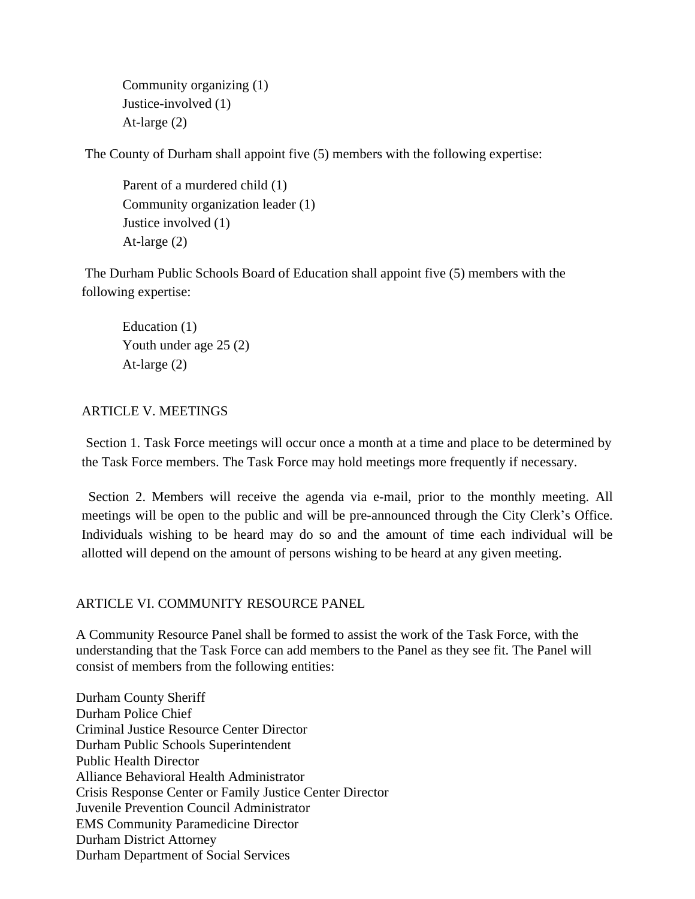Community organizing (1)
Justice-involved (1)
At-large (2)

The County of Durham shall appoint five (5) members with the following expertise:

Parent of a murdered child (1)
Community organization leader (1)
Justice involved (1)
At-large (2)

The Durham Public Schools Board of Education shall appoint five (5) members with the following expertise:

Education (1)
Youth under age 25 (2)
At-large (2)

## ARTICLE V. MEETINGS

Section 1. Task Force meetings will occur once a month at a time and place to be determined by the Task Force members. The Task Force may hold meetings more frequently if necessary.

Section 2. Members will receive the agenda via e-mail, prior to the monthly meeting. All meetings will be open to the public and will be pre-announced through the City Clerk's Office. Individuals wishing to be heard may do so and the amount of time each individual will be allotted will depend on the amount of persons wishing to be heard at any given meeting.

## ARTICLE VI. COMMUNITY RESOURCE PANEL

A Community Resource Panel shall be formed to assist the work of the Task Force, with the understanding that the Task Force can add members to the Panel as they see fit. The Panel will consist of members from the following entities:

Durham County Sheriff
Durham Police Chief
Criminal Justice Resource Center Director
Durham Public Schools Superintendent
Public Health Director
Alliance Behavioral Health Administrator
Crisis Response Center or Family Justice Center Director
Juvenile Prevention Council Administrator
EMS Community Paramedicine Director
Durham District Attorney
Durham Department of Social Services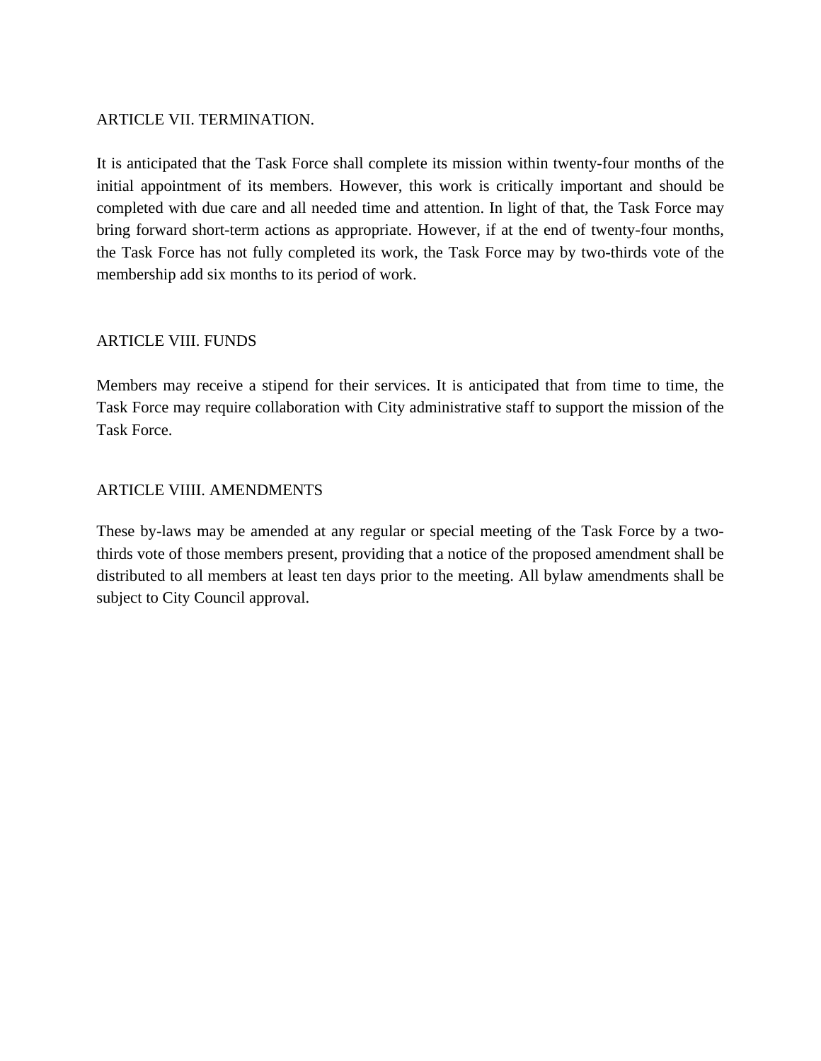ARTICLE VII. TERMINATION.

It is anticipated that the Task Force shall complete its mission within twenty-four months of the initial appointment of its members. However, this work is critically important and should be completed with due care and all needed time and attention. In light of that, the Task Force may bring forward short-term actions as appropriate. However, if at the end of twenty-four months, the Task Force has not fully completed its work, the Task Force may by two-thirds vote of the membership add six months to its period of work.

ARTICLE VIII. FUNDS

Members may receive a stipend for their services. It is anticipated that from time to time, the Task Force may require collaboration with City administrative staff to support the mission of the Task Force.

ARTICLE VIIII. AMENDMENTS

These by-laws may be amended at any regular or special meeting of the Task Force by a two-thirds vote of those members present, providing that a notice of the proposed amendment shall be distributed to all members at least ten days prior to the meeting. All bylaw amendments shall be subject to City Council approval.